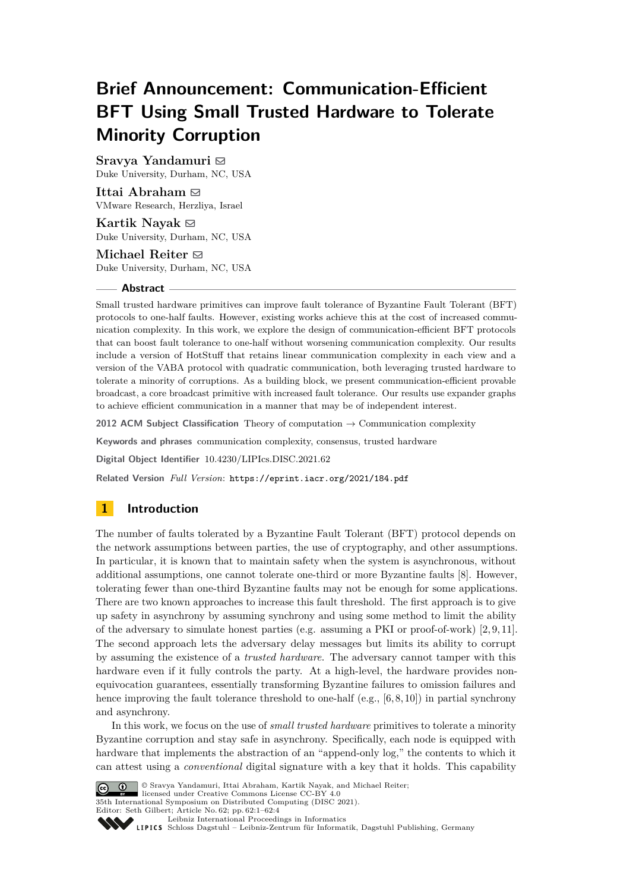# Brief Announcement: Communication-Efficient BFT Using Small Trusted Hardware to Tolerate Minority Corruption

**Sravya Yandamuri** ✉
Duke University, Durham, NC, USA

**Ittai Abraham** ✉
VMware Research, Herzliya, Israel

**Kartik Nayak** ✉
Duke University, Durham, NC, USA

**Michael Reiter** ✉
Duke University, Durham, NC, USA

## Abstract

Small trusted hardware primitives can improve fault tolerance of Byzantine Fault Tolerant (BFT) protocols to one-half faults. However, existing works achieve this at the cost of increased communication complexity. In this work, we explore the design of communication-efficient BFT protocols that can boost fault tolerance to one-half without worsening communication complexity. Our results include a version of HotStuff that retains linear communication complexity in each view and a version of the VABA protocol with quadratic communication, both leveraging trusted hardware to tolerate a minority of corruptions. As a building block, we present communication-efficient provable broadcast, a core broadcast primitive with increased fault tolerance. Our results use expander graphs to achieve efficient communication in a manner that may be of independent interest.

**2012 ACM Subject Classification** Theory of computation → Communication complexity

**Keywords and phrases** communication complexity, consensus, trusted hardware

**Digital Object Identifier** 10.4230/LIPIcs.DISC.2021.62

**Related Version** *Full Version*: https://eprint.iacr.org/2021/184.pdf

## 1 Introduction

The number of faults tolerated by a Byzantine Fault Tolerant (BFT) protocol depends on the network assumptions between parties, the use of cryptography, and other assumptions. In particular, it is known that to maintain safety when the system is asynchronous, without additional assumptions, one cannot tolerate one-third or more Byzantine faults [8]. However, tolerating fewer than one-third Byzantine faults may not be enough for some applications. There are two known approaches to increase this fault threshold. The first approach is to give up safety in asynchrony by assuming synchrony and using some method to limit the ability of the adversary to simulate honest parties (e.g. assuming a PKI or proof-of-work) [2,9,11]. The second approach lets the adversary delay messages but limits its ability to corrupt by assuming the existence of a *trusted hardware*. The adversary cannot tamper with this hardware even if it fully controls the party. At a high-level, the hardware provides non-equivocation guarantees, essentially transforming Byzantine failures to omission failures and hence improving the fault tolerance threshold to one-half (e.g., [6,8,10]) in partial synchrony and asynchrony.

In this work, we focus on the use of *small trusted hardware* primitives to tolerate a minority Byzantine corruption and stay safe in asynchrony. Specifically, each node is equipped with hardware that implements the abstraction of an "append-only log," the contents to which it can attest using a *conventional* digital signature with a key that it holds. This capability

© Sravya Yandamuri, Ittai Abraham, Kartik Nayak, and Michael Reiter; licensed under Creative Commons License CC-BY 4.0
35th International Symposium on Distributed Computing (DISC 2021).
Editor: Seth Gilbert; Article No. 62; pp. 62:1–62:4
Leibniz International Proceedings in Informatics
Schloss Dagstuhl – Leibniz-Zentrum für Informatik, Dagstuhl Publishing, Germany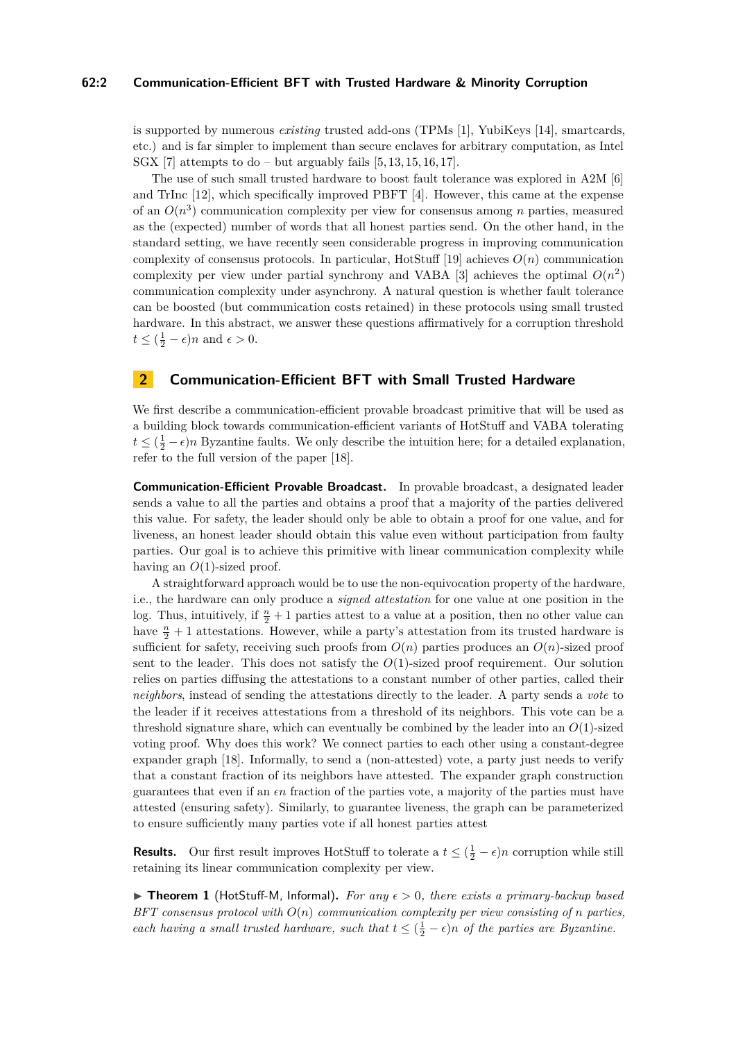is supported by numerous *existing* trusted add-ons (TPMs [1], YubiKeys [14], smartcards, etc.) and is far simpler to implement than secure enclaves for arbitrary computation, as Intel SGX [7] attempts to do – but arguably fails [5, 13, 15, 16, 17].

The use of such small trusted hardware to boost fault tolerance was explored in A2M [6] and TrInc [12], which specifically improved PBFT [4]. However, this came at the expense of an $O(n^3)$ communication complexity per view for consensus among $n$ parties, measured as the (expected) number of words that all honest parties send. On the other hand, in the standard setting, we have recently seen considerable progress in improving communication complexity of consensus protocols. In particular, HotStuff [19] achieves $O(n)$ communication complexity per view under partial synchrony and VABA [3] achieves the optimal $O(n^2)$ communication complexity under asynchrony. A natural question is whether fault tolerance can be boosted (but communication costs retained) in these protocols using small trusted hardware. In this abstract, we answer these questions affirmatively for a corruption threshold $t \leq (\frac{1}{2} - \epsilon)n$ and $\epsilon > 0$.

## 2 Communication-Efficient BFT with Small Trusted Hardware

We first describe a communication-efficient provable broadcast primitive that will be used as a building block towards communication-efficient variants of HotStuff and VABA tolerating $t \leq (\frac{1}{2} - \epsilon)n$ Byzantine faults. We only describe the intuition here; for a detailed explanation, refer to the full version of the paper [18].

**Communication-Efficient Provable Broadcast.** In provable broadcast, a designated leader sends a value to all the parties and obtains a proof that a majority of the parties delivered this value. For safety, the leader should only be able to obtain a proof for one value, and for liveness, an honest leader should obtain this value even without participation from faulty parties. Our goal is to achieve this primitive with linear communication complexity while having an $O(1)$-sized proof.

A straightforward approach would be to use the non-equivocation property of the hardware, i.e., the hardware can only produce a *signed attestation* for one value at one position in the log. Thus, intuitively, if $\frac{n}{2} + 1$ parties attest to a value at a position, then no other value can have $\frac{n}{2} + 1$ attestations. However, while a party's attestation from its trusted hardware is sufficient for safety, receiving such proofs from $O(n)$ parties produces an $O(n)$-sized proof sent to the leader. This does not satisfy the $O(1)$-sized proof requirement. Our solution relies on parties diffusing the attestations to a constant number of other parties, called their *neighbors*, instead of sending the attestations directly to the leader. A party sends a *vote* to the leader if it receives attestations from a threshold of its neighbors. This vote can be a threshold signature share, which can eventually be combined by the leader into an $O(1)$-sized voting proof. Why does this work? We connect parties to each other using a constant-degree expander graph [18]. Informally, to send a (non-attested) vote, a party just needs to verify that a constant fraction of its neighbors have attested. The expander graph construction guarantees that even if an $\epsilon n$ fraction of the parties vote, a majority of the parties must have attested (ensuring safety). Similarly, to guarantee liveness, the graph can be parameterized to ensure sufficiently many parties vote if all honest parties attest

**Results.** Our first result improves HotStuff to tolerate a $t \leq (\frac{1}{2} - \epsilon)n$ corruption while still retaining its linear communication complexity per view.

▶ **Theorem 1** (HotStuff-M, Informal)**.** *For any $\epsilon > 0$, there exists a primary-backup based BFT consensus protocol with $O(n)$ communication complexity per view consisting of $n$ parties, each having a small trusted hardware, such that $t \leq (\frac{1}{2} - \epsilon)n$ of the parties are Byzantine.*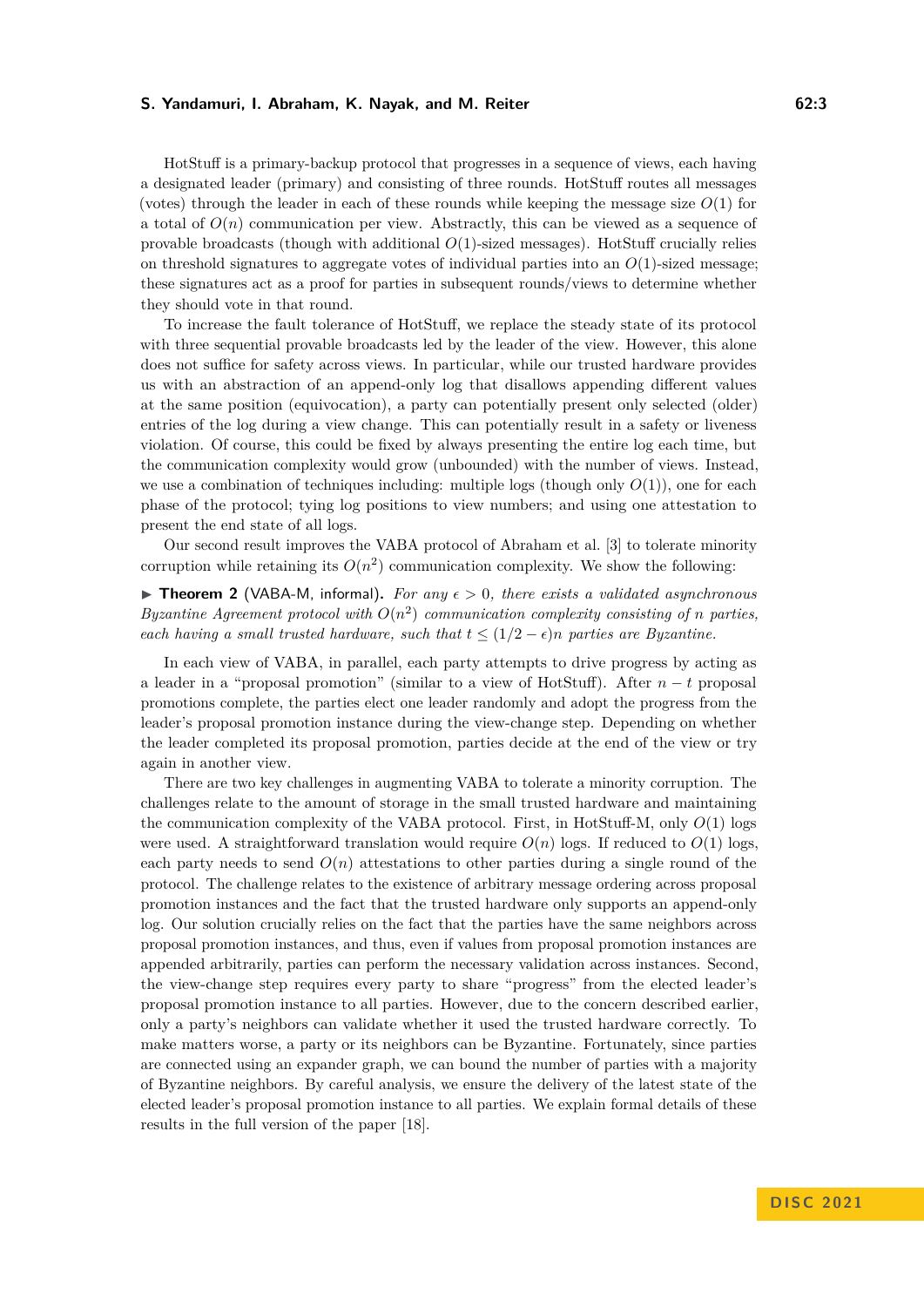HotStuff is a primary-backup protocol that progresses in a sequence of views, each having a designated leader (primary) and consisting of three rounds. HotStuff routes all messages (votes) through the leader in each of these rounds while keeping the message size $O(1)$ for a total of $O(n)$ communication per view. Abstractly, this can be viewed as a sequence of provable broadcasts (though with additional $O(1)$-sized messages). HotStuff crucially relies on threshold signatures to aggregate votes of individual parties into an $O(1)$-sized message; these signatures act as a proof for parties in subsequent rounds/views to determine whether they should vote in that round.

To increase the fault tolerance of HotStuff, we replace the steady state of its protocol with three sequential provable broadcasts led by the leader of the view. However, this alone does not suffice for safety across views. In particular, while our trusted hardware provides us with an abstraction of an append-only log that disallows appending different values at the same position (equivocation), a party can potentially present only selected (older) entries of the log during a view change. This can potentially result in a safety or liveness violation. Of course, this could be fixed by always presenting the entire log each time, but the communication complexity would grow (unbounded) with the number of views. Instead, we use a combination of techniques including: multiple logs (though only $O(1)$), one for each phase of the protocol; tying log positions to view numbers; and using one attestation to present the end state of all logs.

Our second result improves the VABA protocol of Abraham et al. [3] to tolerate minority corruption while retaining its $O(n^2)$ communication complexity. We show the following:

▶ **Theorem 2** (VABA-M, informal). *For any $\epsilon > 0$, there exists a validated asynchronous Byzantine Agreement protocol with $O(n^2)$ communication complexity consisting of $n$ parties, each having a small trusted hardware, such that $t \leq (1/2 - \epsilon)n$ parties are Byzantine.*

In each view of VABA, in parallel, each party attempts to drive progress by acting as a leader in a "proposal promotion" (similar to a view of HotStuff). After $n - t$ proposal promotions complete, the parties elect one leader randomly and adopt the progress from the leader's proposal promotion instance during the view-change step. Depending on whether the leader completed its proposal promotion, parties decide at the end of the view or try again in another view.

There are two key challenges in augmenting VABA to tolerate a minority corruption. The challenges relate to the amount of storage in the small trusted hardware and maintaining the communication complexity of the VABA protocol. First, in HotStuff-M, only $O(1)$ logs were used. A straightforward translation would require $O(n)$ logs. If reduced to $O(1)$ logs, each party needs to send $O(n)$ attestations to other parties during a single round of the protocol. The challenge relates to the existence of arbitrary message ordering across proposal promotion instances and the fact that the trusted hardware only supports an append-only log. Our solution crucially relies on the fact that the parties have the same neighbors across proposal promotion instances, and thus, even if values from proposal promotion instances are appended arbitrarily, parties can perform the necessary validation across instances. Second, the view-change step requires every party to share "progress" from the elected leader's proposal promotion instance to all parties. However, due to the concern described earlier, only a party's neighbors can validate whether it used the trusted hardware correctly. To make matters worse, a party or its neighbors can be Byzantine. Fortunately, since parties are connected using an expander graph, we can bound the number of parties with a majority of Byzantine neighbors. By careful analysis, we ensure the delivery of the latest state of the elected leader's proposal promotion instance to all parties. We explain formal details of these results in the full version of the paper [18].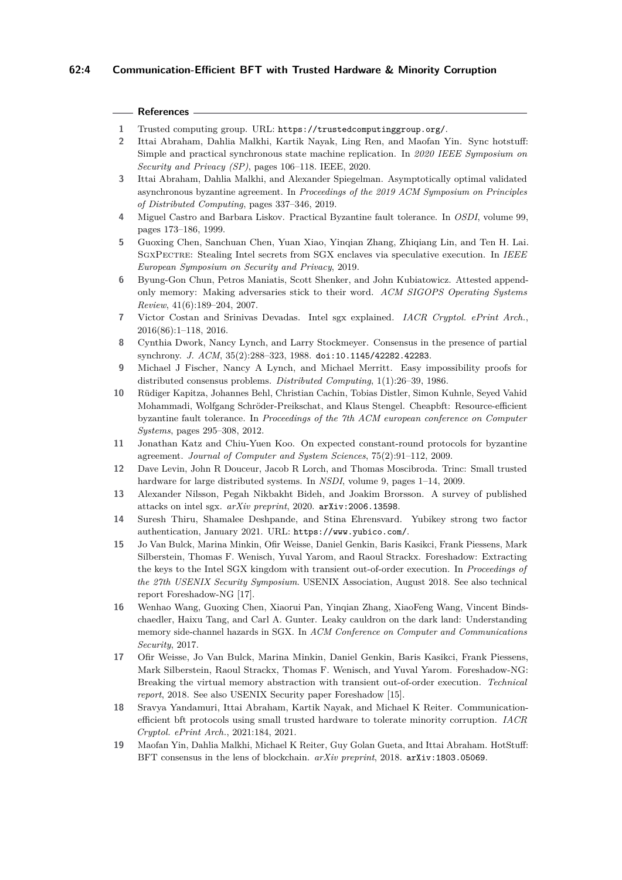## References

1. Trusted computing group. URL: `https://trustedcomputinggroup.org/`.
2. Ittai Abraham, Dahlia Malkhi, Kartik Nayak, Ling Ren, and Maofan Yin. Sync hotstuff: Simple and practical synchronous state machine replication. In *2020 IEEE Symposium on Security and Privacy (SP)*, pages 106–118. IEEE, 2020.
3. Ittai Abraham, Dahlia Malkhi, and Alexander Spiegelman. Asymptotically optimal validated asynchronous byzantine agreement. In *Proceedings of the 2019 ACM Symposium on Principles of Distributed Computing*, pages 337–346, 2019.
4. Miguel Castro and Barbara Liskov. Practical Byzantine fault tolerance. In *OSDI*, volume 99, pages 173–186, 1999.
5. Guoxing Chen, Sanchuan Chen, Yuan Xiao, Yinqian Zhang, Zhiqiang Lin, and Ten H. Lai. SgxPectre: Stealing Intel secrets from SGX enclaves via speculative execution. In *IEEE European Symposium on Security and Privacy*, 2019.
6. Byung-Gon Chun, Petros Maniatis, Scott Shenker, and John Kubiatowicz. Attested append-only memory: Making adversaries stick to their word. *ACM SIGOPS Operating Systems Review*, 41(6):189–204, 2007.
7. Victor Costan and Srinivas Devadas. Intel sgx explained. *IACR Cryptol. ePrint Arch.*, 2016(86):1–118, 2016.
8. Cynthia Dwork, Nancy Lynch, and Larry Stockmeyer. Consensus in the presence of partial synchrony. *J. ACM*, 35(2):288–323, 1988. `doi:10.1145/42282.42283`.
9. Michael J Fischer, Nancy A Lynch, and Michael Merritt. Easy impossibility proofs for distributed consensus problems. *Distributed Computing*, 1(1):26–39, 1986.
10. Rüdiger Kapitza, Johannes Behl, Christian Cachin, Tobias Distler, Simon Kuhnle, Seyed Vahid Mohammadi, Wolfgang Schröder-Preikschat, and Klaus Stengel. Cheapbft: Resource-efficient byzantine fault tolerance. In *Proceedings of the 7th ACM european conference on Computer Systems*, pages 295–308, 2012.
11. Jonathan Katz and Chiu-Yuen Koo. On expected constant-round protocols for byzantine agreement. *Journal of Computer and System Sciences*, 75(2):91–112, 2009.
12. Dave Levin, John R Douceur, Jacob R Lorch, and Thomas Moscibroda. Trinc: Small trusted hardware for large distributed systems. In *NSDI*, volume 9, pages 1–14, 2009.
13. Alexander Nilsson, Pegah Nikbakht Bideh, and Joakim Brorsson. A survey of published attacks on intel sgx. *arXiv preprint*, 2020. `arXiv:2006.13598`.
14. Suresh Thiru, Shamalee Deshpande, and Stina Ehrensvard. Yubikey strong two factor authentication, January 2021. URL: `https://www.yubico.com/`.
15. Jo Van Bulck, Marina Minkin, Ofir Weisse, Daniel Genkin, Baris Kasikci, Frank Piessens, Mark Silberstein, Thomas F. Wenisch, Yuval Yarom, and Raoul Strackx. Foreshadow: Extracting the keys to the Intel SGX kingdom with transient out-of-order execution. In *Proceedings of the 27th USENIX Security Symposium*. USENIX Association, August 2018. See also technical report Foreshadow-NG [17].
16. Wenhao Wang, Guoxing Chen, Xiaorui Pan, Yinqian Zhang, XiaoFeng Wang, Vincent Bindschaedler, Haixu Tang, and Carl A. Gunter. Leaky cauldron on the dark land: Understanding memory side-channel hazards in SGX. In *ACM Conference on Computer and Communications Security*, 2017.
17. Ofir Weisse, Jo Van Bulck, Marina Minkin, Daniel Genkin, Baris Kasikci, Frank Piessens, Mark Silberstein, Raoul Strackx, Thomas F. Wenisch, and Yuval Yarom. Foreshadow-NG: Breaking the virtual memory abstraction with transient out-of-order execution. *Technical report*, 2018. See also USENIX Security paper Foreshadow [15].
18. Sravya Yandamuri, Ittai Abraham, Kartik Nayak, and Michael K Reiter. Communication-efficient bft protocols using small trusted hardware to tolerate minority corruption. *IACR Cryptol. ePrint Arch.*, 2021:184, 2021.
19. Maofan Yin, Dahlia Malkhi, Michael K Reiter, Guy Golan Gueta, and Ittai Abraham. HotStuff: BFT consensus in the lens of blockchain. *arXiv preprint*, 2018. `arXiv:1803.05069`.